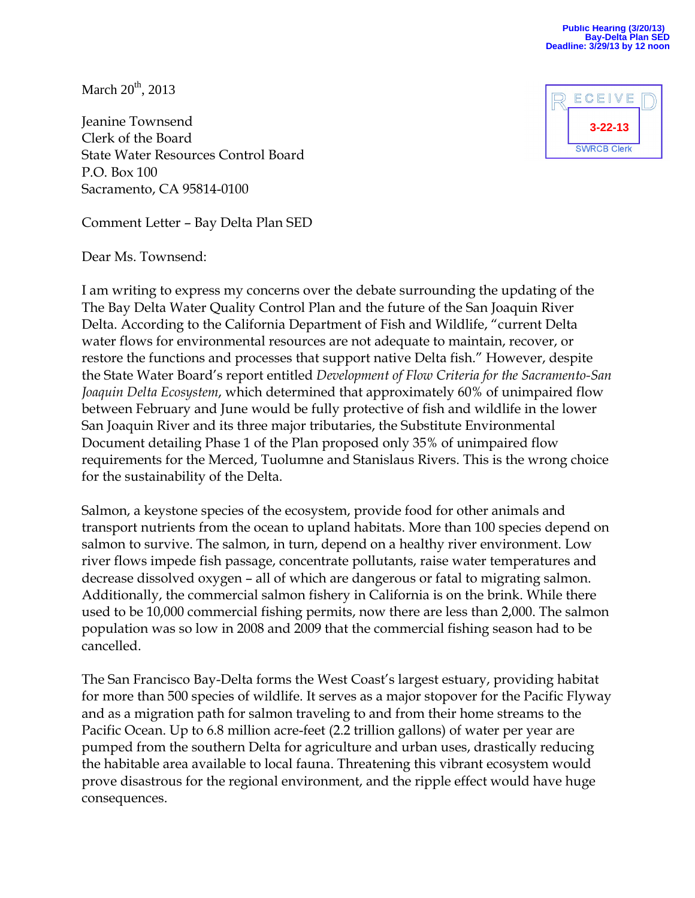Public Hearing (3/20/13)
Bay-Delta Plan SED
Deadline: 3/29/13 by 12 noon

RECEIVED
3-22-13
SWRCB Clerk

March 20th, 2013

Jeanine Townsend
Clerk of the Board
State Water Resources Control Board
P.O. Box 100
Sacramento, CA 95814-0100

Comment Letter – Bay Delta Plan SED

Dear Ms. Townsend:

I am writing to express my concerns over the debate surrounding the updating of the The Bay Delta Water Quality Control Plan and the future of the San Joaquin River Delta. According to the California Department of Fish and Wildlife, "current Delta water flows for environmental resources are not adequate to maintain, recover, or restore the functions and processes that support native Delta fish." However, despite the State Water Board's report entitled *Development of Flow Criteria for the Sacramento-San Joaquin Delta Ecosystem*, which determined that approximately 60% of unimpaired flow between February and June would be fully protective of fish and wildlife in the lower San Joaquin River and its three major tributaries, the Substitute Environmental Document detailing Phase 1 of the Plan proposed only 35% of unimpaired flow requirements for the Merced, Tuolumne and Stanislaus Rivers. This is the wrong choice for the sustainability of the Delta.

Salmon, a keystone species of the ecosystem, provide food for other animals and transport nutrients from the ocean to upland habitats. More than 100 species depend on salmon to survive. The salmon, in turn, depend on a healthy river environment. Low river flows impede fish passage, concentrate pollutants, raise water temperatures and decrease dissolved oxygen – all of which are dangerous or fatal to migrating salmon. Additionally, the commercial salmon fishery in California is on the brink. While there used to be 10,000 commercial fishing permits, now there are less than 2,000. The salmon population was so low in 2008 and 2009 that the commercial fishing season had to be cancelled.

The San Francisco Bay-Delta forms the West Coast's largest estuary, providing habitat for more than 500 species of wildlife. It serves as a major stopover for the Pacific Flyway and as a migration path for salmon traveling to and from their home streams to the Pacific Ocean. Up to 6.8 million acre-feet (2.2 trillion gallons) of water per year are pumped from the southern Delta for agriculture and urban uses, drastically reducing the habitable area available to local fauna. Threatening this vibrant ecosystem would prove disastrous for the regional environment, and the ripple effect would have huge consequences.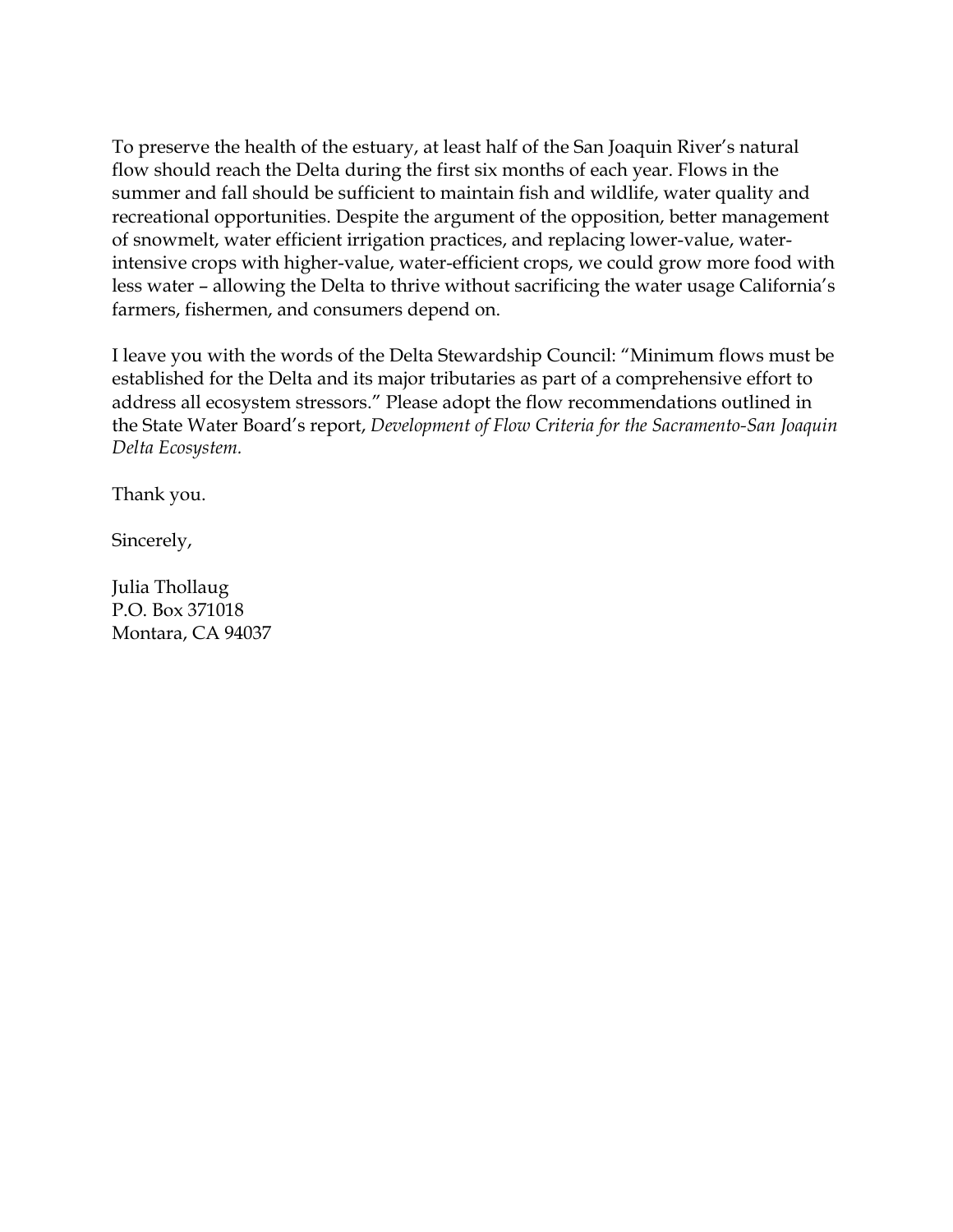To preserve the health of the estuary, at least half of the San Joaquin River's natural flow should reach the Delta during the first six months of each year. Flows in the summer and fall should be sufficient to maintain fish and wildlife, water quality and recreational opportunities. Despite the argument of the opposition, better management of snowmelt, water efficient irrigation practices, and replacing lower-value, water-intensive crops with higher-value, water-efficient crops, we could grow more food with less water – allowing the Delta to thrive without sacrificing the water usage California's farmers, fishermen, and consumers depend on.

I leave you with the words of the Delta Stewardship Council: "Minimum flows must be established for the Delta and its major tributaries as part of a comprehensive effort to address all ecosystem stressors." Please adopt the flow recommendations outlined in the State Water Board's report, *Development of Flow Criteria for the Sacramento-San Joaquin Delta Ecosystem.*

Thank you.

Sincerely,

Julia Thollaug
P.O. Box 371018
Montara, CA 94037